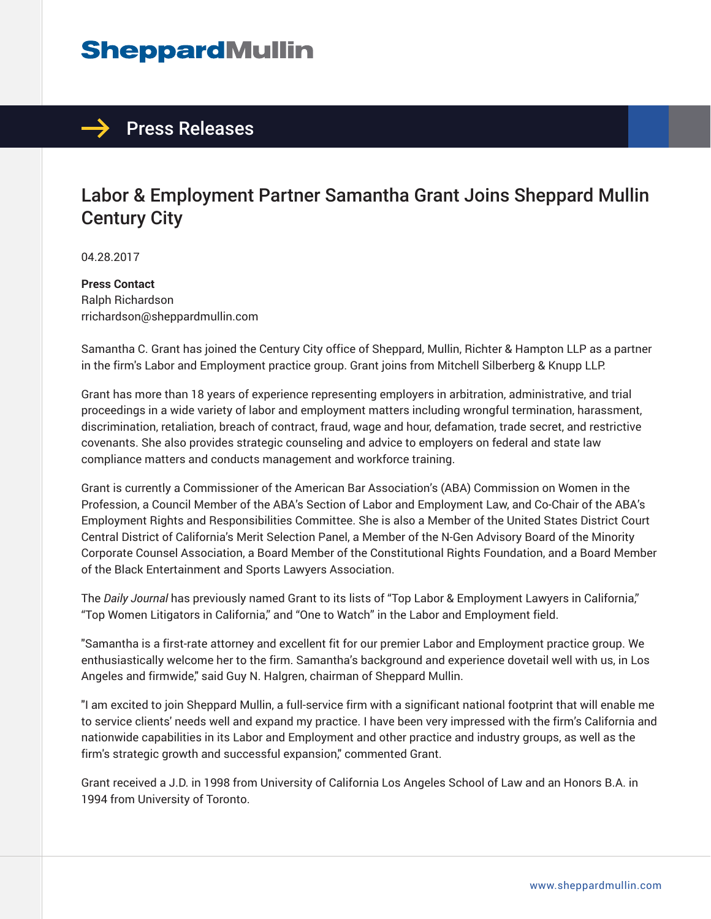# Sheppard Mullin

## Press Releases

# Labor & Employment Partner Samantha Grant Joins Sheppard Mullin Century City

04.28.2017

**Press Contact**
Ralph Richardson
rrichardson@sheppardmullin.com

Samantha C. Grant has joined the Century City office of Sheppard, Mullin, Richter & Hampton LLP as a partner in the firm's Labor and Employment practice group. Grant joins from Mitchell Silberberg & Knupp LLP.

Grant has more than 18 years of experience representing employers in arbitration, administrative, and trial proceedings in a wide variety of labor and employment matters including wrongful termination, harassment, discrimination, retaliation, breach of contract, fraud, wage and hour, defamation, trade secret, and restrictive covenants. She also provides strategic counseling and advice to employers on federal and state law compliance matters and conducts management and workforce training.

Grant is currently a Commissioner of the American Bar Association's (ABA) Commission on Women in the Profession, a Council Member of the ABA's Section of Labor and Employment Law, and Co-Chair of the ABA's Employment Rights and Responsibilities Committee. She is also a Member of the United States District Court Central District of California's Merit Selection Panel, a Member of the N-Gen Advisory Board of the Minority Corporate Counsel Association, a Board Member of the Constitutional Rights Foundation, and a Board Member of the Black Entertainment and Sports Lawyers Association.

The *Daily Journal* has previously named Grant to its lists of "Top Labor & Employment Lawyers in California," "Top Women Litigators in California," and "One to Watch" in the Labor and Employment field.

"Samantha is a first-rate attorney and excellent fit for our premier Labor and Employment practice group. We enthusiastically welcome her to the firm. Samantha's background and experience dovetail well with us, in Los Angeles and firmwide," said Guy N. Halgren, chairman of Sheppard Mullin.

"I am excited to join Sheppard Mullin, a full-service firm with a significant national footprint that will enable me to service clients' needs well and expand my practice. I have been very impressed with the firm's California and nationwide capabilities in its Labor and Employment and other practice and industry groups, as well as the firm's strategic growth and successful expansion," commented Grant.

Grant received a J.D. in 1998 from University of California Los Angeles School of Law and an Honors B.A. in 1994 from University of Toronto.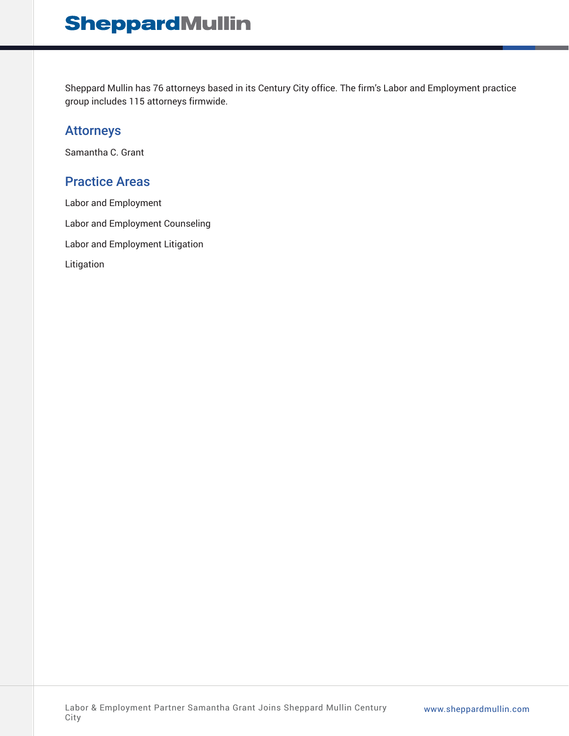Sheppard Mullin has 76 attorneys based in its Century City office. The firm's Labor and Employment practice group includes 115 attorneys firmwide.

## Attorneys

Samantha C. Grant

## Practice Areas

Labor and Employment

Labor and Employment Counseling

Labor and Employment Litigation

Litigation